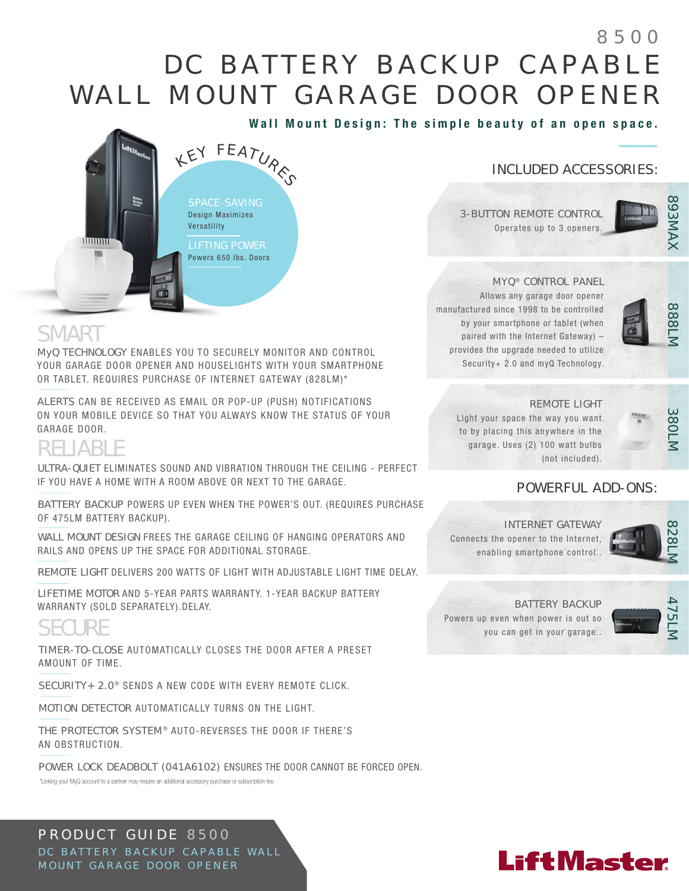# 8500

# DC BATTERY BACKUP CAPABLE WALL MOUNT GARAGE DOOR OPENER

**Wall Mount Design: The simple beauty of an open space.**

## KEY FEATURES

SPACE-SAVING
Design Maximizes Versatility

LIFTING POWER
Powers 650 lbs. Doors

## SMART

MyQ TECHNOLOGY ENABLES YOU TO SECURELY MONITOR AND CONTROL YOUR GARAGE DOOR OPENER AND HOUSELIGHTS WITH YOUR SMARTPHONE OR TABLET. REQUIRES PURCHASE OF INTERNET GATEWAY (828LM)*

ALERTS CAN BE RECEIVED AS EMAIL OR POP-UP (PUSH) NOTIFICATIONS ON YOUR MOBILE DEVICE SO THAT YOU ALWAYS KNOW THE STATUS OF YOUR GARAGE DOOR.

## RELIABLE

ULTRA-QUIET ELIMINATES SOUND AND VIBRATION THROUGH THE CEILING - PERFECT IF YOU HAVE A HOME WITH A ROOM ABOVE OR NEXT TO THE GARAGE.

BATTERY BACKUP POWERS UP EVEN WHEN THE POWER'S OUT. (REQUIRES PURCHASE OF 475LM BATTERY BACKUP).

WALL MOUNT DESIGN FREES THE GARAGE CEILING OF HANGING OPERATORS AND RAILS AND OPENS UP THE SPACE FOR ADDITIONAL STORAGE.

REMOTE LIGHT DELIVERS 200 WATTS OF LIGHT WITH ADJUSTABLE LIGHT TIME DELAY.

LIFETIME MOTOR AND 5-YEAR PARTS WARRANTY. 1-YEAR BACKUP BATTERY WARRANTY (SOLD SEPARATELY).DELAY.

## SECURE

TIMER-TO-CLOSE AUTOMATICALLY CLOSES THE DOOR AFTER A PRESET AMOUNT OF TIME.

SECURITY+ 2.0® SENDS A NEW CODE WITH EVERY REMOTE CLICK.

MOTION DETECTOR AUTOMATICALLY TURNS ON THE LIGHT.

THE PROTECTOR SYSTEM® AUTO-REVERSES THE DOOR IF THERE'S AN OBSTRUCTION.

POWER LOCK DEADBOLT (041A6102) ENSURES THE DOOR CANNOT BE FORCED OPEN.

*Linking your MyQ account to a partner may require an additional accessory purchase or subscription fee.

## INCLUDED ACCESSORIES:

**893MAX** — 3-BUTTON REMOTE CONTROL
Operates up to 3 openers.

**888LM** — MYQ® CONTROL PANEL
Allows any garage door opener manufactured since 1998 to be controlled by your smartphone or tablet (when paired with the Internet Gateway) – provides the upgrade needed to utilize Security+ 2.0 and myQ Technology.

**380LM** — REMOTE LIGHT
Light your space the way you want to by placing this anywhere in the garage. Uses (2) 100 watt bulbs (not included).

## POWERFUL ADD-ONS:

**828LM** — INTERNET GATEWAY
Connects the opener to the Internet, enabling smartphone control..

**475LM** — BATTERY BACKUP
Powers up even when power is out so you can get in your garage..

PRODUCT GUIDE 8500
DC BATTERY BACKUP CAPABLE WALL MOUNT GARAGE DOOR OPENER

LiftMaster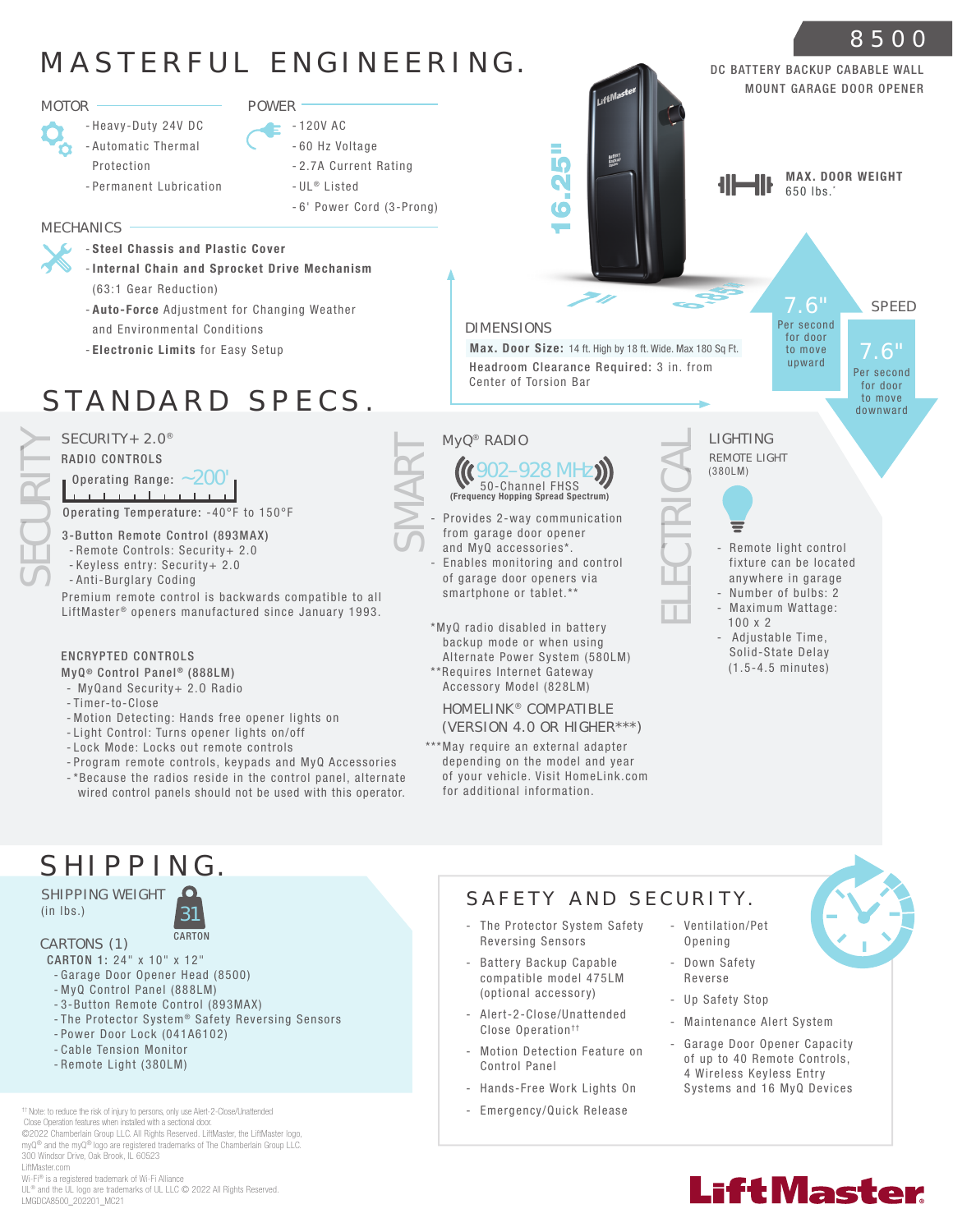# MASTERFUL ENGINEERING.

**8500**

DC BATTERY BACKUP CABABLE WALL MOUNT GARAGE DOOR OPENER

## MOTOR

- Heavy-Duty 24V DC
- Automatic Thermal Protection
- Permanent Lubrication

## POWER

- 120V AC
- 60 Hz Voltage
- 2.7A Current Rating
- UL® Listed
- 6' Power Cord (3-Prong)

## MECHANICS

- **Steel Chassis and Plastic Cover**
- **Internal Chain and Sprocket Drive Mechanism** (63:1 Gear Reduction)
- **Auto-Force** Adjustment for Changing Weather and Environmental Conditions
- **Electronic Limits** for Easy Setup

16.25"

7"

6.85"

**MAX. DOOR WEIGHT**
650 lbs.*

## DIMENSIONS

**Max. Door Size:** 14 ft. High by 18 ft. Wide. Max 180 Sq Ft.

**Headroom Clearance Required:** 3 in. from Center of Torsion Bar

## SPEED

7.6" Per second for door to move upward

7.6" Per second for door to move downward

# STANDARD SPECS.

## SECURITY

### SECURITY+ 2.0®

RADIO CONTROLS

Operating Range: ~200'

**Operating Temperature:** -40°F to 150°F

**3-Button Remote Control (893MAX)**

- Remote Controls: Security+ 2.0
- Keyless entry: Security+ 2.0
- Anti-Burglary Coding

Premium remote control is backwards compatible to all LiftMaster® openers manufactured since January 1993.

ENCRYPTED CONTROLS

**MyQ® Control Panel® (888LM)**

- MyQand Security+ 2.0 Radio
- Timer-to-Close
- Motion Detecting: Hands free opener lights on
- Light Control: Turns opener lights on/off
- Lock Mode: Locks out remote controls
- Program remote controls, keypads and MyQ Accessories
- *Because the radios reside in the control panel, alternate wired control panels should not be used with this operator.

## SMART

### MyQ® RADIO

902-928 MHz
50-Channel FHSS
(Frequency Hopping Spread Spectrum)

- Provides 2-way communication from garage door opener and MyQ accessories*.
- Enables monitoring and control of garage door openers via smartphone or tablet.**

*MyQ radio disabled in battery backup mode or when using Alternate Power System (580LM)

**Requires Internet Gateway Accessory Model (828LM)

### HOMELINK® COMPATIBLE (VERSION 4.0 OR HIGHER***)

***May require an external adapter depending on the model and year of your vehicle. Visit HomeLink.com for additional information.

## ELECTRICAL

### LIGHTING

REMOTE LIGHT (380LM)

- Remote light control fixture can be located anywhere in garage
- Number of bulbs: 2
- Maximum Wattage: 100 x 2
- Adjustable Time, Solid-State Delay (1.5-4.5 minutes)

# SHIPPING.

SHIPPING WEIGHT (in lbs.)

31 CARTON

CARTONS (1)

CARTON 1: 24" x 10" x 12"

- Garage Door Opener Head (8500)
- MyQ Control Panel (888LM)
- 3-Button Remote Control (893MAX)
- The Protector System® Safety Reversing Sensors
- Power Door Lock (041A6102)
- Cable Tension Monitor
- Remote Light (380LM)

# SAFETY AND SECURITY.

- The Protector System Safety Reversing Sensors
- Battery Backup Capable compatible model 475LM (optional accessory)
- Alert-2-Close/Unattended Close Operation††
- Motion Detection Feature on Control Panel
- Hands-Free Work Lights On
- Emergency/Quick Release
- Ventilation/Pet Opening
- Down Safety Reverse
- Up Safety Stop
- Maintenance Alert System
- Garage Door Opener Capacity of up to 40 Remote Controls, 4 Wireless Keyless Entry Systems and 16 MyQ Devices

†† Note: to reduce the risk of injury to persons, only use Alert-2-Close/Unattended Close Operation features when installed with a sectional door.
©2022 Chamberlain Group LLC. All Rights Reserved. LiftMaster, the LiftMaster logo, myQ® and the myQ® logo are registered trademarks of The Chamberlain Group LLC.
300 Windsor Drive, Oak Brook, IL 60523
LiftMaster.com
Wi-Fi® is a registered trademark of Wi-Fi Alliance
UL® and the UL logo are trademarks of UL LLC © 2022 All Rights Reserved.
LMGDCA8500_202201_MC21

LiftMaster.